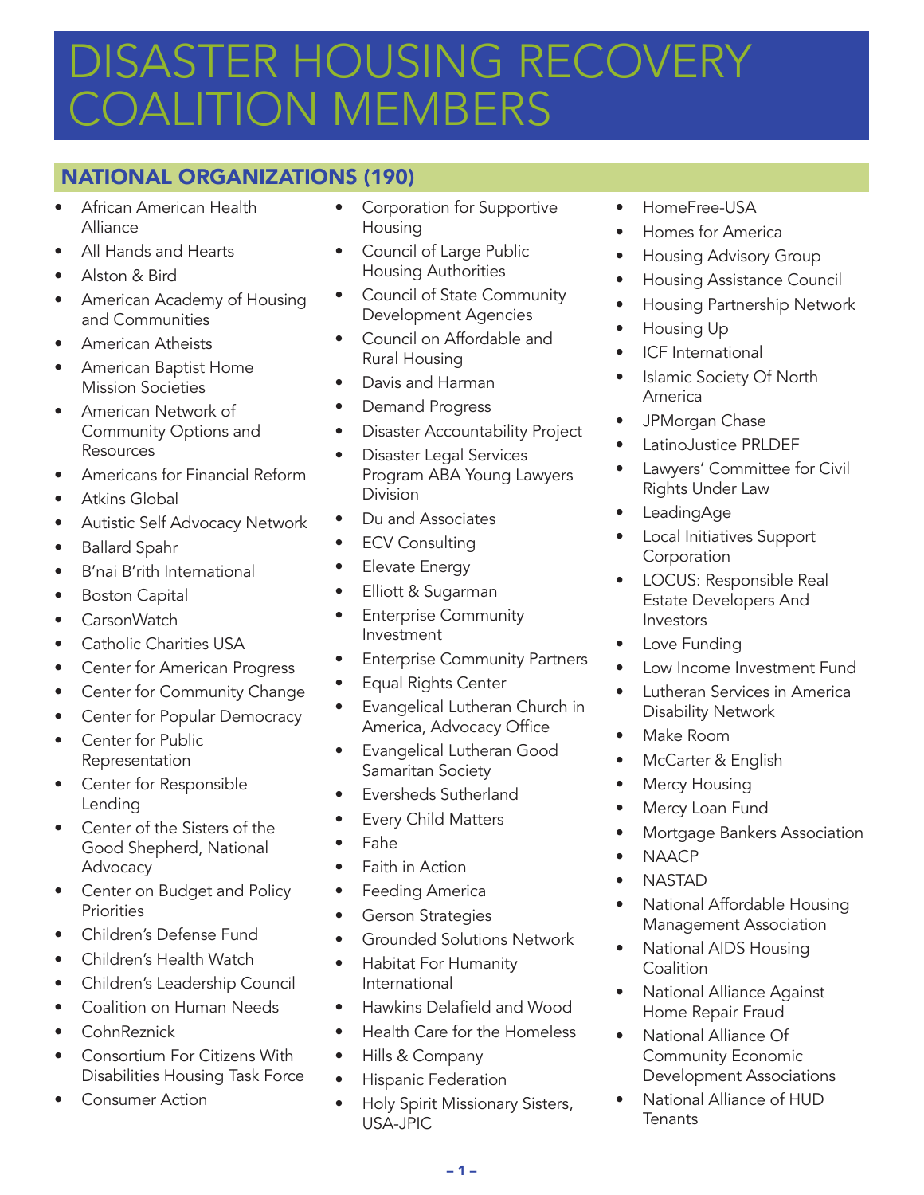# DISASTER HOUSING RECOVERY COALITION MEMBERS

## NATIONAL ORGANIZATIONS (190)

- African American Health Alliance
- All Hands and Hearts
- Alston & Bird
- American Academy of Housing and Communities
- American Atheists
- American Baptist Home Mission Societies
- American Network of Community Options and Resources
- Americans for Financial Reform
- Atkins Global
- Autistic Self Advocacy Network
- Ballard Spahr
- B'nai B'rith International
- Boston Capital
- CarsonWatch
- Catholic Charities USA
- Center for American Progress
- Center for Community Change
- Center for Popular Democracy
- Center for Public Representation
- Center for Responsible Lending
- Center of the Sisters of the Good Shepherd, National Advocacy
- Center on Budget and Policy Priorities
- Children's Defense Fund
- Children's Health Watch
- Children's Leadership Council
- Coalition on Human Needs
- CohnReznick
- Consortium For Citizens With Disabilities Housing Task Force
- Consumer Action
- Corporation for Supportive Housing
- Council of Large Public Housing Authorities
- Council of State Community Development Agencies
- Council on Affordable and Rural Housing
- Davis and Harman
- Demand Progress
- Disaster Accountability Project
- Disaster Legal Services Program ABA Young Lawyers Division
- Du and Associates
- ECV Consulting
- Elevate Energy
- Elliott & Sugarman
- Enterprise Community Investment
- Enterprise Community Partners
- Equal Rights Center
- Evangelical Lutheran Church in America, Advocacy Office
- Evangelical Lutheran Good Samaritan Society
- Eversheds Sutherland
- Every Child Matters
- Fahe
- Faith in Action
- Feeding America
- Gerson Strategies
- Grounded Solutions Network
- Habitat For Humanity International
- Hawkins Delafield and Wood
- Health Care for the Homeless
- Hills & Company
- Hispanic Federation
- Holy Spirit Missionary Sisters, USA-JPIC
- HomeFree-USA
- Homes for America
- Housing Advisory Group
- Housing Assistance Council
- Housing Partnership Network
- Housing Up
- ICF International
- Islamic Society Of North America
- JPMorgan Chase
- LatinoJustice PRLDEF
- Lawyers' Committee for Civil Rights Under Law
- LeadingAge
- Local Initiatives Support Corporation
- LOCUS: Responsible Real Estate Developers And Investors
- Love Funding
- Low Income Investment Fund
- Lutheran Services in America Disability Network
- Make Room
- McCarter & English
- Mercy Housing
- Mercy Loan Fund
- Mortgage Bankers Association
- NAACP
- NASTAD
- National Affordable Housing Management Association
- National AIDS Housing Coalition
- National Alliance Against Home Repair Fraud
- National Alliance Of Community Economic Development Associations
- National Alliance of HUD Tenants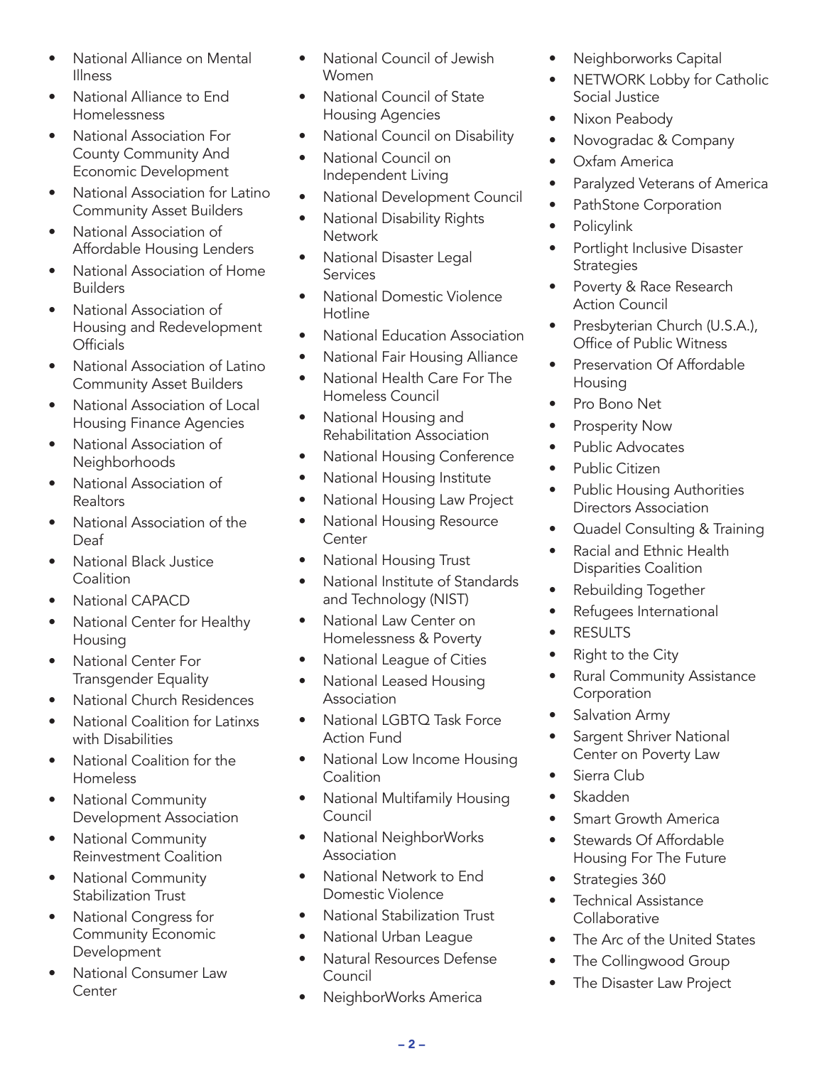- National Alliance on Mental Illness
- National Alliance to End Homelessness
- National Association For County Community And Economic Development
- National Association for Latino Community Asset Builders
- National Association of Affordable Housing Lenders
- National Association of Home Builders
- National Association of Housing and Redevelopment Officials
- National Association of Latino Community Asset Builders
- National Association of Local Housing Finance Agencies
- National Association of Neighborhoods
- National Association of Realtors
- National Association of the Deaf
- National Black Justice Coalition
- National CAPACD
- National Center for Healthy Housing
- National Center For Transgender Equality
- National Church Residences
- National Coalition for Latinxs with Disabilities
- National Coalition for the Homeless
- National Community Development Association
- National Community Reinvestment Coalition
- National Community Stabilization Trust
- National Congress for Community Economic Development
- National Consumer Law Center
- National Council of Jewish Women
- National Council of State Housing Agencies
- National Council on Disability
- National Council on Independent Living
- National Development Council
- National Disability Rights Network
- National Disaster Legal Services
- National Domestic Violence Hotline
- National Education Association
- National Fair Housing Alliance
- National Health Care For The Homeless Council
- National Housing and Rehabilitation Association
- National Housing Conference
- National Housing Institute
- National Housing Law Project
- National Housing Resource Center
- National Housing Trust
- National Institute of Standards and Technology (NIST)
- National Law Center on Homelessness & Poverty
- National League of Cities
- National Leased Housing Association
- National LGBTQ Task Force Action Fund
- National Low Income Housing Coalition
- National Multifamily Housing Council
- National NeighborWorks Association
- National Network to End Domestic Violence
- National Stabilization Trust
- National Urban League
- Natural Resources Defense Council
- NeighborWorks America
- Neighborworks Capital
- NETWORK Lobby for Catholic Social Justice
- Nixon Peabody
- Novogradac & Company
- Oxfam America
- Paralyzed Veterans of America
- PathStone Corporation
- Policylink
- Portlight Inclusive Disaster Strategies
- Poverty & Race Research Action Council
- Presbyterian Church (U.S.A.), Office of Public Witness
- Preservation Of Affordable Housing
- Pro Bono Net
- Prosperity Now
- Public Advocates
- Public Citizen
- Public Housing Authorities Directors Association
- Quadel Consulting & Training
- Racial and Ethnic Health Disparities Coalition
- Rebuilding Together
- Refugees International
- RESULTS
- Right to the City
- Rural Community Assistance Corporation
- Salvation Army
- Sargent Shriver National Center on Poverty Law
- Sierra Club
- Skadden
- Smart Growth America
- Stewards Of Affordable Housing For The Future
- Strategies 360
- Technical Assistance Collaborative
- The Arc of the United States
- The Collingwood Group
- The Disaster Law Project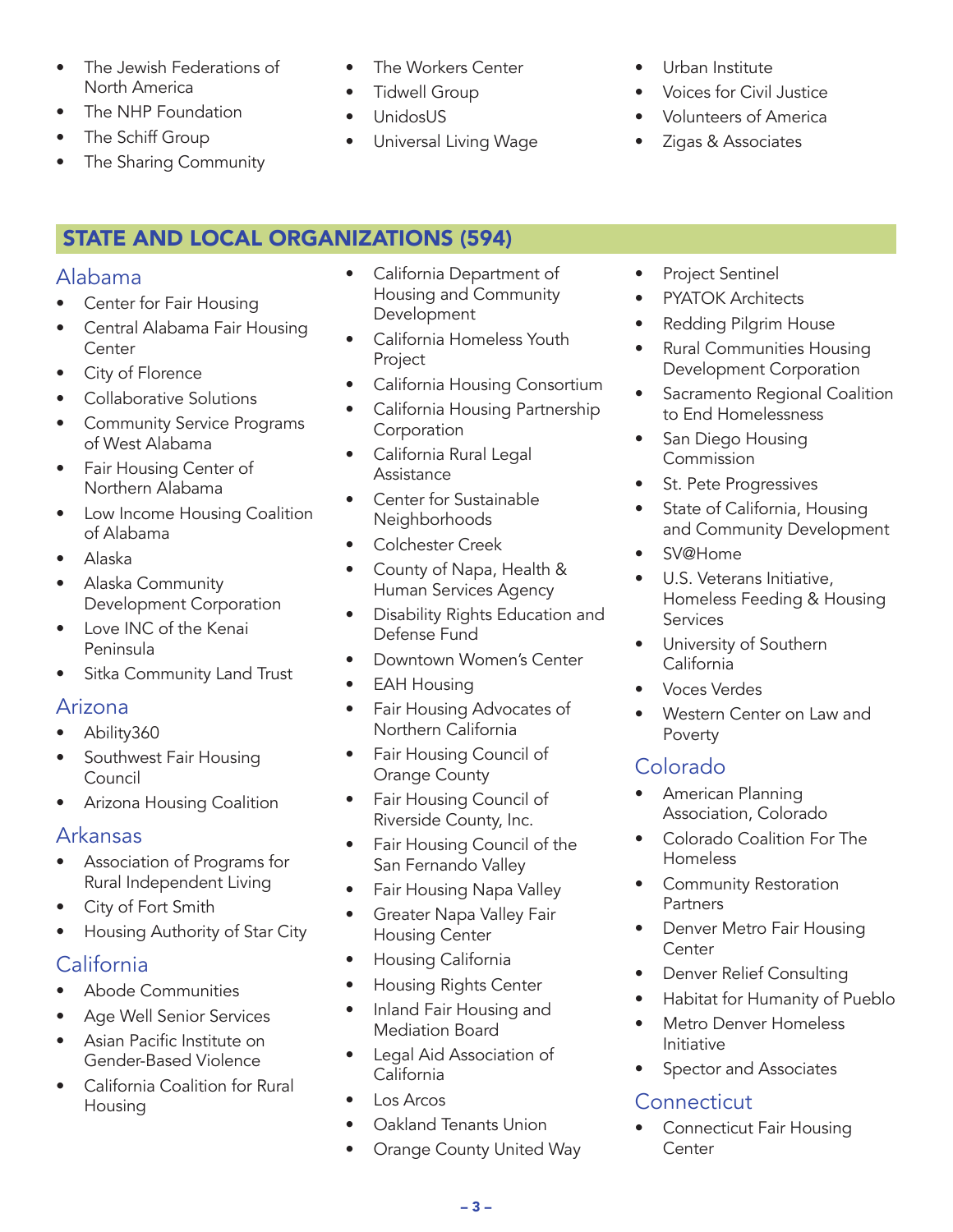- The Jewish Federations of North America
- The NHP Foundation
- The Schiff Group
- The Sharing Community
- The Workers Center
- Tidwell Group
- UnidosUS
- Universal Living Wage
- Urban Institute
- Voices for Civil Justice
- Volunteers of America
- Zigas & Associates

## STATE AND LOCAL ORGANIZATIONS (594)

### Alabama

- Center for Fair Housing
- Central Alabama Fair Housing Center
- City of Florence
- Collaborative Solutions
- Community Service Programs of West Alabama
- Fair Housing Center of Northern Alabama
- Low Income Housing Coalition of Alabama
- Alaska
- Alaska Community Development Corporation
- Love INC of the Kenai Peninsula
- Sitka Community Land Trust

### Arizona

- Ability360
- Southwest Fair Housing Council
- Arizona Housing Coalition

### Arkansas

- Association of Programs for Rural Independent Living
- City of Fort Smith
- Housing Authority of Star City

### California

- Abode Communities
- Age Well Senior Services
- Asian Pacific Institute on Gender-Based Violence
- California Coalition for Rural Housing
- California Department of Housing and Community Development
- California Homeless Youth Project
- California Housing Consortium
- California Housing Partnership Corporation
- California Rural Legal Assistance
- Center for Sustainable Neighborhoods
- Colchester Creek
- County of Napa, Health & Human Services Agency
- Disability Rights Education and Defense Fund
- Downtown Women's Center
- EAH Housing
- Fair Housing Advocates of Northern California
- Fair Housing Council of Orange County
- Fair Housing Council of Riverside County, Inc.
- Fair Housing Council of the San Fernando Valley
- Fair Housing Napa Valley
- Greater Napa Valley Fair Housing Center
- Housing California
- Housing Rights Center
- Inland Fair Housing and Mediation Board
- Legal Aid Association of California
- Los Arcos
- Oakland Tenants Union
- Orange County United Way
- Project Sentinel
- PYATOK Architects
- Redding Pilgrim House
- Rural Communities Housing Development Corporation
- Sacramento Regional Coalition to End Homelessness
- San Diego Housing Commission
- St. Pete Progressives
- State of California, Housing and Community Development
- SV@Home
- U.S. Veterans Initiative, Homeless Feeding & Housing Services
- University of Southern California
- Voces Verdes
- Western Center on Law and Poverty

### Colorado

- American Planning Association, Colorado
- Colorado Coalition For The Homeless
- Community Restoration Partners
- Denver Metro Fair Housing Center
- Denver Relief Consulting
- Habitat for Humanity of Pueblo
- Metro Denver Homeless Initiative
- Spector and Associates

### Connecticut

- Connecticut Fair Housing Center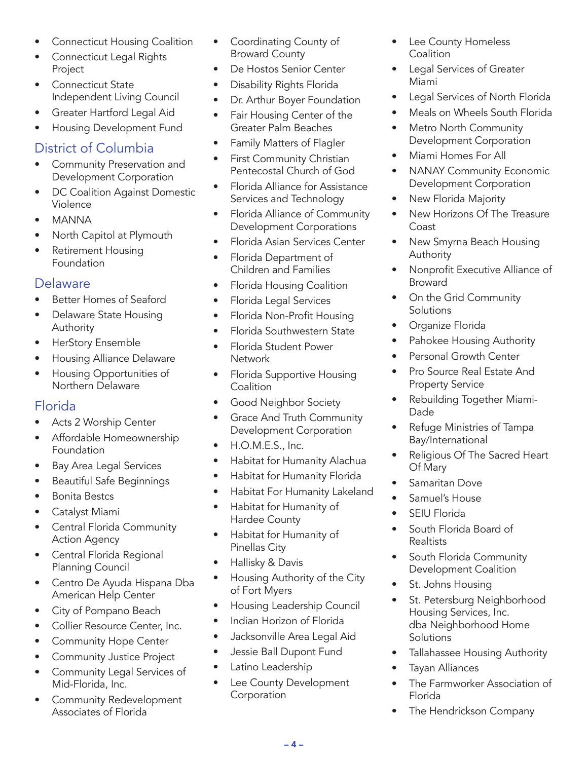- Connecticut Housing Coalition
- Connecticut Legal Rights Project
- Connecticut State Independent Living Council
- Greater Hartford Legal Aid
- Housing Development Fund

## District of Columbia

- Community Preservation and Development Corporation
- DC Coalition Against Domestic Violence
- MANNA
- North Capitol at Plymouth
- Retirement Housing Foundation

## Delaware

- Better Homes of Seaford
- Delaware State Housing Authority
- HerStory Ensemble
- Housing Alliance Delaware
- Housing Opportunities of Northern Delaware

## Florida

- Acts 2 Worship Center
- Affordable Homeownership Foundation
- Bay Area Legal Services
- Beautiful Safe Beginnings
- Bonita Bestcs
- Catalyst Miami
- Central Florida Community Action Agency
- Central Florida Regional Planning Council
- Centro De Ayuda Hispana Dba American Help Center
- City of Pompano Beach
- Collier Resource Center, Inc.
- Community Hope Center
- Community Justice Project
- Community Legal Services of Mid-Florida, Inc.
- Community Redevelopment Associates of Florida
- Coordinating County of Broward County
- De Hostos Senior Center
- Disability Rights Florida
- Dr. Arthur Boyer Foundation
- Fair Housing Center of the Greater Palm Beaches
- Family Matters of Flagler
- First Community Christian Pentecostal Church of God
- Florida Alliance for Assistance Services and Technology
- Florida Alliance of Community Development Corporations
- Florida Asian Services Center
- Florida Department of Children and Families
- Florida Housing Coalition
- Florida Legal Services
- Florida Non-Profit Housing
- Florida Southwestern State
- Florida Student Power Network
- Florida Supportive Housing Coalition
- Good Neighbor Society
- Grace And Truth Community Development Corporation
- H.O.M.E.S., Inc.
- Habitat for Humanity Alachua
- Habitat for Humanity Florida
- Habitat For Humanity Lakeland
- Habitat for Humanity of Hardee County
- Habitat for Humanity of Pinellas City
- Hallisky & Davis
- Housing Authority of the City of Fort Myers
- Housing Leadership Council
- Indian Horizon of Florida
- Jacksonville Area Legal Aid
- Jessie Ball Dupont Fund
- Latino Leadership
- Lee County Development Corporation
- Lee County Homeless Coalition
- Legal Services of Greater Miami
- Legal Services of North Florida
- Meals on Wheels South Florida
- Metro North Community Development Corporation
- Miami Homes For All
- NANAY Community Economic Development Corporation
- New Florida Majority
- New Horizons Of The Treasure Coast
- New Smyrna Beach Housing Authority
- Nonprofit Executive Alliance of Broward
- On the Grid Community Solutions
- Organize Florida
- Pahokee Housing Authority
- Personal Growth Center
- Pro Source Real Estate And Property Service
- Rebuilding Together Miami-Dade
- Refuge Ministries of Tampa Bay/International
- Religious Of The Sacred Heart Of Mary
- Samaritan Dove
- Samuel's House
- SEIU Florida
- South Florida Board of Realtists
- South Florida Community Development Coalition
- St. Johns Housing
- St. Petersburg Neighborhood Housing Services, Inc. dba Neighborhood Home Solutions
- Tallahassee Housing Authority
- Tayan Alliances
- The Farmworker Association of Florida
- The Hendrickson Company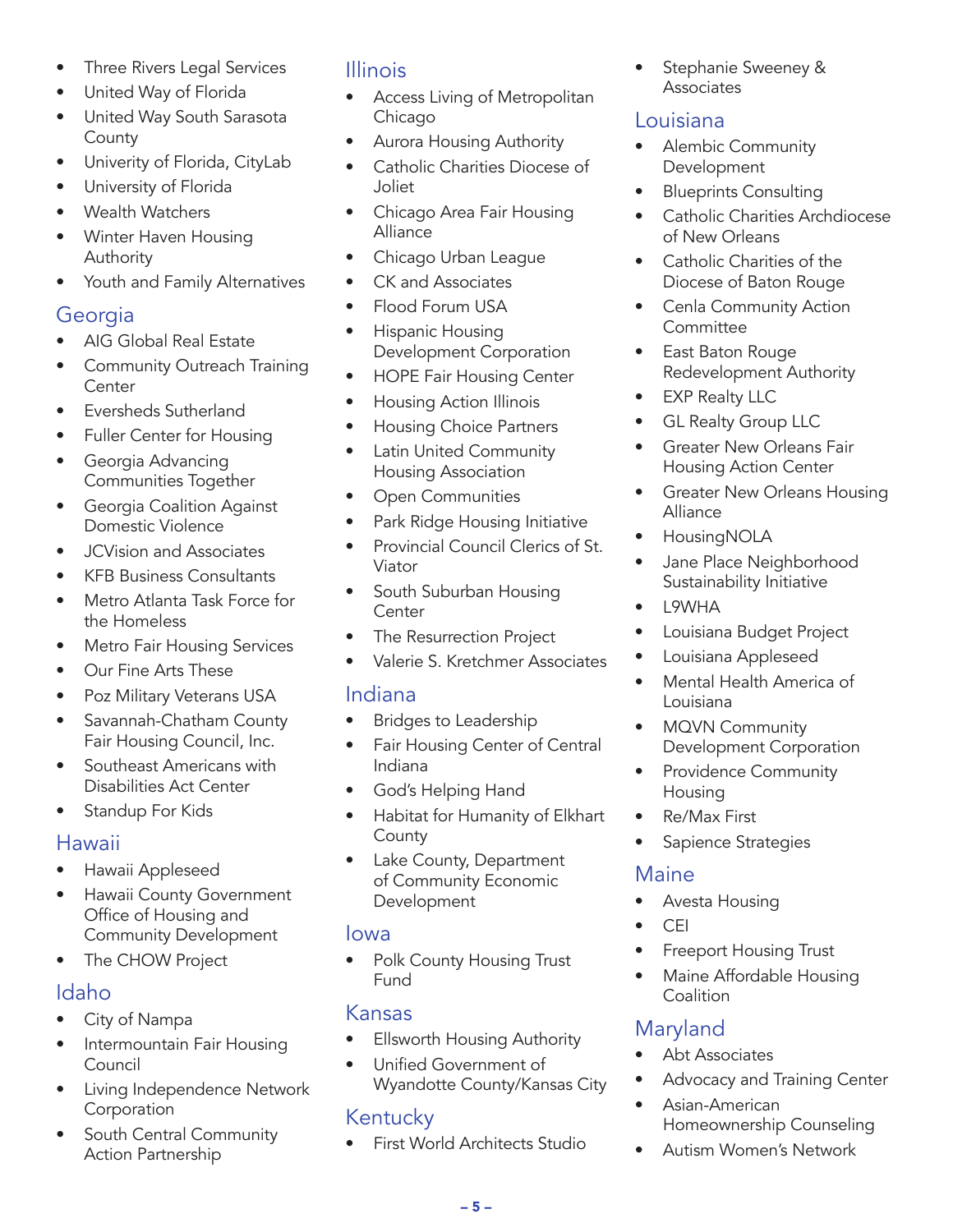- Three Rivers Legal Services
- United Way of Florida
- United Way South Sarasota County
- Univerity of Florida, CityLab
- University of Florida
- Wealth Watchers
- Winter Haven Housing Authority
- Youth and Family Alternatives

## Georgia

- AIG Global Real Estate
- Community Outreach Training Center
- Eversheds Sutherland
- Fuller Center for Housing
- Georgia Advancing Communities Together
- Georgia Coalition Against Domestic Violence
- JCVision and Associates
- KFB Business Consultants
- Metro Atlanta Task Force for the Homeless
- Metro Fair Housing Services
- Our Fine Arts These
- Poz Military Veterans USA
- Savannah-Chatham County Fair Housing Council, Inc.
- Southeast Americans with Disabilities Act Center
- Standup For Kids

## Hawaii

- Hawaii Appleseed
- Hawaii County Government Office of Housing and Community Development
- The CHOW Project

## Idaho

- City of Nampa
- Intermountain Fair Housing Council
- Living Independence Network Corporation
- South Central Community Action Partnership

## Illinois

- Access Living of Metropolitan Chicago
- Aurora Housing Authority
- Catholic Charities Diocese of Joliet
- Chicago Area Fair Housing Alliance
- Chicago Urban League
- CK and Associates
- Flood Forum USA
- Hispanic Housing Development Corporation
- HOPE Fair Housing Center
- Housing Action Illinois
- Housing Choice Partners
- Latin United Community Housing Association
- Open Communities
- Park Ridge Housing Initiative
- Provincial Council Clerics of St. Viator
- South Suburban Housing Center
- The Resurrection Project
- Valerie S. Kretchmer Associates

## Indiana

- Bridges to Leadership
- Fair Housing Center of Central Indiana
- God's Helping Hand
- Habitat for Humanity of Elkhart County
- Lake County, Department of Community Economic Development

## Iowa

- Polk County Housing Trust Fund

## Kansas

- Ellsworth Housing Authority
- Unified Government of Wyandotte County/Kansas City

## Kentucky

- First World Architects Studio
- Stephanie Sweeney & Associates

## Louisiana

- Alembic Community Development
- Blueprints Consulting
- Catholic Charities Archdiocese of New Orleans
- Catholic Charities of the Diocese of Baton Rouge
- Cenla Community Action Committee
- East Baton Rouge Redevelopment Authority
- EXP Realty LLC
- GL Realty Group LLC
- Greater New Orleans Fair Housing Action Center
- Greater New Orleans Housing Alliance
- HousingNOLA
- Jane Place Neighborhood Sustainability Initiative
- L9WHA
- Louisiana Budget Project
- Louisiana Appleseed
- Mental Health America of Louisiana
- MQVN Community Development Corporation
- Providence Community Housing
- Re/Max First
- Sapience Strategies

## Maine

- Avesta Housing
- CEI
- Freeport Housing Trust
- Maine Affordable Housing Coalition

## Maryland

- Abt Associates
- Advocacy and Training Center
- Asian-American Homeownership Counseling
- Autism Women's Network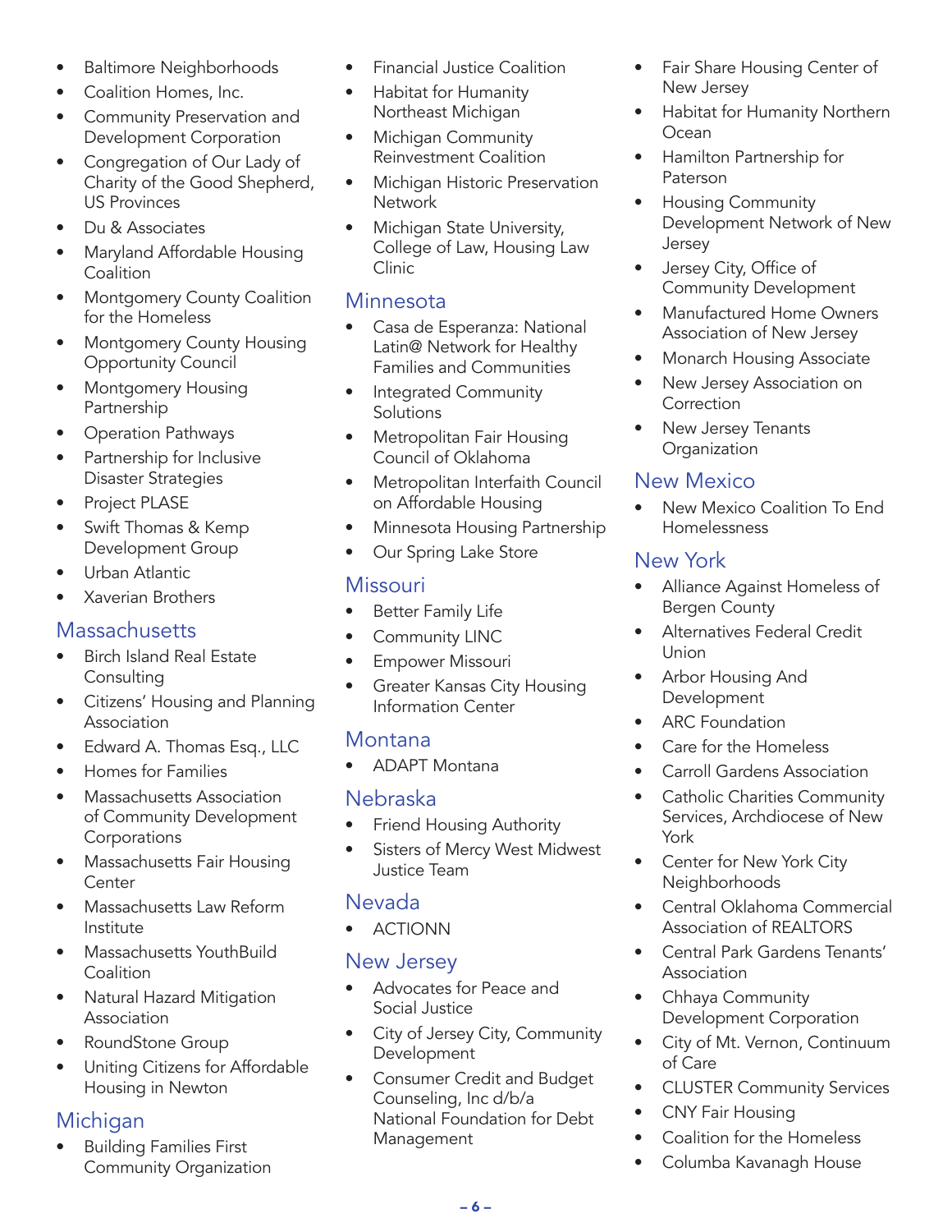- Baltimore Neighborhoods
- Coalition Homes, Inc.
- Community Preservation and Development Corporation
- Congregation of Our Lady of Charity of the Good Shepherd, US Provinces
- Du & Associates
- Maryland Affordable Housing Coalition
- Montgomery County Coalition for the Homeless
- Montgomery County Housing Opportunity Council
- Montgomery Housing Partnership
- Operation Pathways
- Partnership for Inclusive Disaster Strategies
- Project PLASE
- Swift Thomas & Kemp Development Group
- Urban Atlantic
- Xaverian Brothers

## Massachusetts

- Birch Island Real Estate Consulting
- Citizens' Housing and Planning Association
- Edward A. Thomas Esq., LLC
- Homes for Families
- Massachusetts Association of Community Development Corporations
- Massachusetts Fair Housing Center
- Massachusetts Law Reform Institute
- Massachusetts YouthBuild Coalition
- Natural Hazard Mitigation Association
- RoundStone Group
- Uniting Citizens for Affordable Housing in Newton

## Michigan

- Building Families First Community Organization
- Financial Justice Coalition
- Habitat for Humanity Northeast Michigan
- Michigan Community Reinvestment Coalition
- Michigan Historic Preservation Network
- Michigan State University, College of Law, Housing Law Clinic

## Minnesota

- Casa de Esperanza: National Latin@ Network for Healthy Families and Communities
- Integrated Community Solutions
- Metropolitan Fair Housing Council of Oklahoma
- Metropolitan Interfaith Council on Affordable Housing
- Minnesota Housing Partnership
- Our Spring Lake Store

## Missouri

- Better Family Life
- Community LINC
- Empower Missouri
- Greater Kansas City Housing Information Center

## Montana

- ADAPT Montana

## Nebraska

- Friend Housing Authority
- Sisters of Mercy West Midwest Justice Team

## Nevada

- ACTIONN

## New Jersey

- Advocates for Peace and Social Justice
- City of Jersey City, Community Development
- Consumer Credit and Budget Counseling, Inc d/b/a National Foundation for Debt Management
- Fair Share Housing Center of New Jersey
- Habitat for Humanity Northern Ocean
- Hamilton Partnership for Paterson
- Housing Community Development Network of New Jersey
- Jersey City, Office of Community Development
- Manufactured Home Owners Association of New Jersey
- Monarch Housing Associate
- New Jersey Association on Correction
- New Jersey Tenants Organization

## New Mexico

- New Mexico Coalition To End Homelessness

## New York

- Alliance Against Homeless of Bergen County
- Alternatives Federal Credit Union
- Arbor Housing And Development
- ARC Foundation
- Care for the Homeless
- Carroll Gardens Association
- Catholic Charities Community Services, Archdiocese of New York
- Center for New York City Neighborhoods
- Central Oklahoma Commercial Association of REALTORS
- Central Park Gardens Tenants' Association
- Chhaya Community Development Corporation
- City of Mt. Vernon, Continuum of Care
- CLUSTER Community Services
- CNY Fair Housing
- Coalition for the Homeless
- Columba Kavanagh House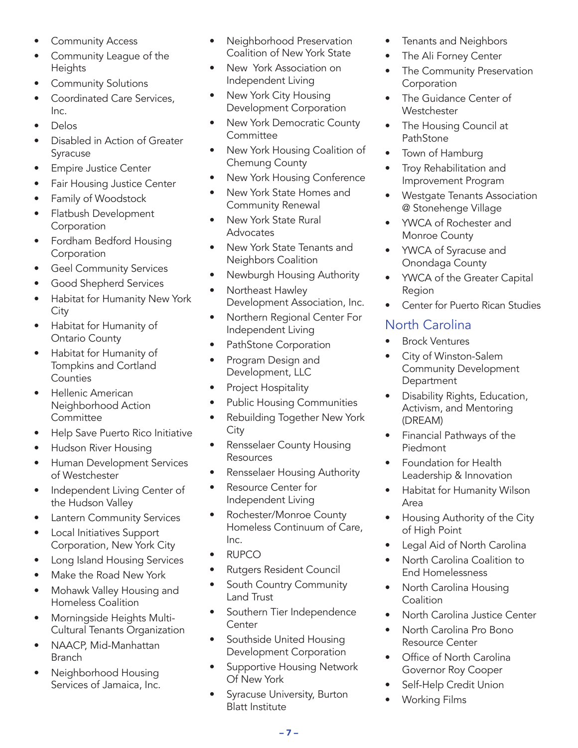- Community Access
- Community League of the Heights
- Community Solutions
- Coordinated Care Services, Inc.
- Delos
- Disabled in Action of Greater Syracuse
- Empire Justice Center
- Fair Housing Justice Center
- Family of Woodstock
- Flatbush Development Corporation
- Fordham Bedford Housing Corporation
- Geel Community Services
- Good Shepherd Services
- Habitat for Humanity New York City
- Habitat for Humanity of Ontario County
- Habitat for Humanity of Tompkins and Cortland Counties
- Hellenic American Neighborhood Action Committee
- Help Save Puerto Rico Initiative
- Hudson River Housing
- Human Development Services of Westchester
- Independent Living Center of the Hudson Valley
- Lantern Community Services
- Local Initiatives Support Corporation, New York City
- Long Island Housing Services
- Make the Road New York
- Mohawk Valley Housing and Homeless Coalition
- Morningside Heights Multi-Cultural Tenants Organization
- NAACP, Mid-Manhattan Branch
- Neighborhood Housing Services of Jamaica, Inc.
- Neighborhood Preservation Coalition of New York State
- New York Association on Independent Living
- New York City Housing Development Corporation
- New York Democratic County Committee
- New York Housing Coalition of Chemung County
- New York Housing Conference
- New York State Homes and Community Renewal
- New York State Rural Advocates
- New York State Tenants and Neighbors Coalition
- Newburgh Housing Authority
- Northeast Hawley Development Association, Inc.
- Northern Regional Center For Independent Living
- PathStone Corporation
- Program Design and Development, LLC
- Project Hospitality
- Public Housing Communities
- Rebuilding Together New York City
- Rensselaer County Housing Resources
- Rensselaer Housing Authority
- Resource Center for Independent Living
- Rochester/Monroe County Homeless Continuum of Care, Inc.
- RUPCO
- Rutgers Resident Council
- South Country Community Land Trust
- Southern Tier Independence Center
- Southside United Housing Development Corporation
- Supportive Housing Network Of New York
- Syracuse University, Burton Blatt Institute
- Tenants and Neighbors
- The Ali Forney Center
- The Community Preservation Corporation
- The Guidance Center of Westchester
- The Housing Council at PathStone
- Town of Hamburg
- Troy Rehabilitation and Improvement Program
- Westgate Tenants Association @ Stonehenge Village
- YWCA of Rochester and Monroe County
- YWCA of Syracuse and Onondaga County
- YWCA of the Greater Capital Region
- Center for Puerto Rican Studies

## North Carolina

- Brock Ventures
- City of Winston-Salem Community Development Department
- Disability Rights, Education, Activism, and Mentoring (DREAM)
- Financial Pathways of the Piedmont
- Foundation for Health Leadership & Innovation
- Habitat for Humanity Wilson Area
- Housing Authority of the City of High Point
- Legal Aid of North Carolina
- North Carolina Coalition to End Homelessness
- North Carolina Housing Coalition
- North Carolina Justice Center
- North Carolina Pro Bono Resource Center
- Office of North Carolina Governor Roy Cooper
- Self-Help Credit Union
- Working Films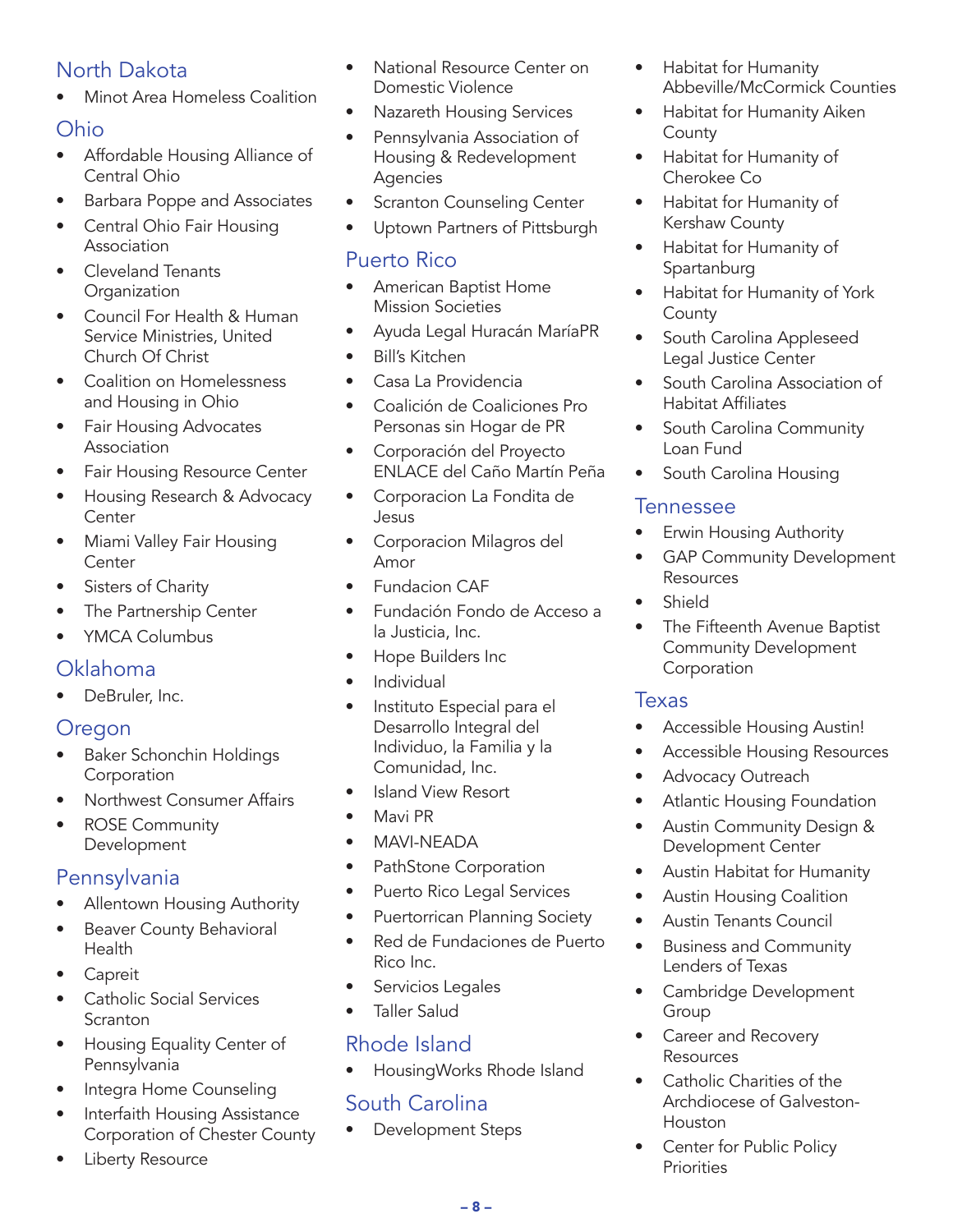## North Dakota

- Minot Area Homeless Coalition

## Ohio

- Affordable Housing Alliance of Central Ohio
- Barbara Poppe and Associates
- Central Ohio Fair Housing Association
- Cleveland Tenants Organization
- Council For Health & Human Service Ministries, United Church Of Christ
- Coalition on Homelessness and Housing in Ohio
- Fair Housing Advocates Association
- Fair Housing Resource Center
- Housing Research & Advocacy Center
- Miami Valley Fair Housing Center
- Sisters of Charity
- The Partnership Center
- YMCA Columbus

## Oklahoma

- DeBruler, Inc.

## Oregon

- Baker Schonchin Holdings Corporation
- Northwest Consumer Affairs
- ROSE Community Development

## Pennsylvania

- Allentown Housing Authority
- Beaver County Behavioral Health
- Capreit
- Catholic Social Services Scranton
- Housing Equality Center of Pennsylvania
- Integra Home Counseling
- Interfaith Housing Assistance Corporation of Chester County
- Liberty Resource
- National Resource Center on Domestic Violence
- Nazareth Housing Services
- Pennsylvania Association of Housing & Redevelopment Agencies
- Scranton Counseling Center
- Uptown Partners of Pittsburgh

## Puerto Rico

- American Baptist Home Mission Societies
- Ayuda Legal Huracán MaríaPR
- Bill's Kitchen
- Casa La Providencia
- Coalición de Coaliciones Pro Personas sin Hogar de PR
- Corporación del Proyecto ENLACE del Caño Martín Peña
- Corporacion La Fondita de Jesus
- Corporacion Milagros del Amor
- Fundacion CAF
- Fundación Fondo de Acceso a la Justicia, Inc.
- Hope Builders Inc
- Individual
- Instituto Especial para el Desarrollo Integral del Individuo, la Familia y la Comunidad, Inc.
- Island View Resort
- Mavi PR
- MAVI-NEADA
- PathStone Corporation
- Puerto Rico Legal Services
- Puertorrican Planning Society
- Red de Fundaciones de Puerto Rico Inc.
- Servicios Legales
- Taller Salud

## Rhode Island

- HousingWorks Rhode Island

## South Carolina

- Development Steps
- Habitat for Humanity Abbeville/McCormick Counties
- Habitat for Humanity Aiken County
- Habitat for Humanity of Cherokee Co
- Habitat for Humanity of Kershaw County
- Habitat for Humanity of Spartanburg
- Habitat for Humanity of York County
- South Carolina Appleseed Legal Justice Center
- South Carolina Association of Habitat Affiliates
- South Carolina Community Loan Fund
- South Carolina Housing

## Tennessee

- Erwin Housing Authority
- GAP Community Development Resources
- Shield
- The Fifteenth Avenue Baptist Community Development Corporation

## Texas

- Accessible Housing Austin!
- Accessible Housing Resources
- Advocacy Outreach
- Atlantic Housing Foundation
- Austin Community Design & Development Center
- Austin Habitat for Humanity
- Austin Housing Coalition
- Austin Tenants Council
- Business and Community Lenders of Texas
- Cambridge Development Group
- Career and Recovery Resources
- Catholic Charities of the Archdiocese of Galveston-Houston
- Center for Public Policy Priorities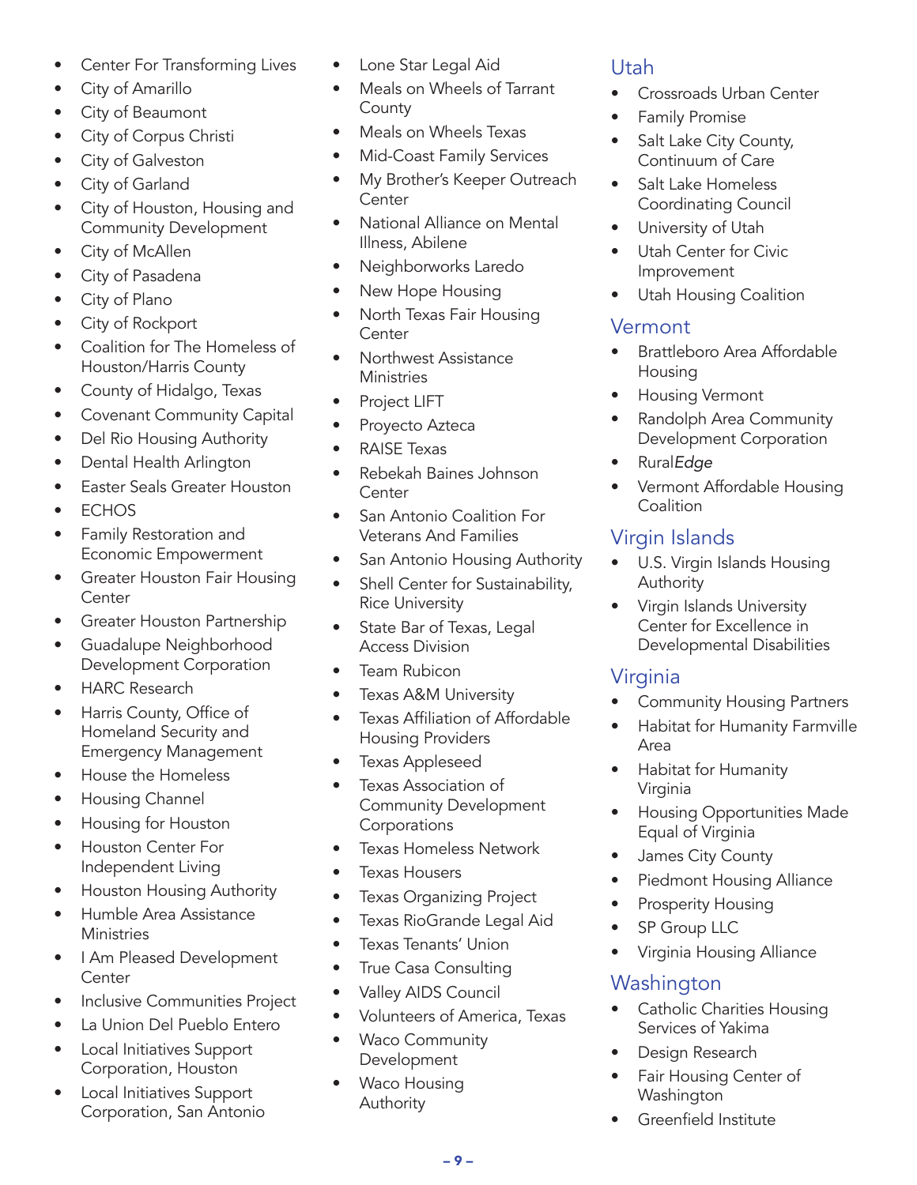- Center For Transforming Lives
- City of Amarillo
- City of Beaumont
- City of Corpus Christi
- City of Galveston
- City of Garland
- City of Houston, Housing and Community Development
- City of McAllen
- City of Pasadena
- City of Plano
- City of Rockport
- Coalition for The Homeless of Houston/Harris County
- County of Hidalgo, Texas
- Covenant Community Capital
- Del Rio Housing Authority
- Dental Health Arlington
- Easter Seals Greater Houston
- ECHOS
- Family Restoration and Economic Empowerment
- Greater Houston Fair Housing Center
- Greater Houston Partnership
- Guadalupe Neighborhood Development Corporation
- HARC Research
- Harris County, Office of Homeland Security and Emergency Management
- House the Homeless
- Housing Channel
- Housing for Houston
- Houston Center For Independent Living
- Houston Housing Authority
- Humble Area Assistance Ministries
- I Am Pleased Development Center
- Inclusive Communities Project
- La Union Del Pueblo Entero
- Local Initiatives Support Corporation, Houston
- Local Initiatives Support Corporation, San Antonio
- Lone Star Legal Aid
- Meals on Wheels of Tarrant County
- Meals on Wheels Texas
- Mid-Coast Family Services
- My Brother's Keeper Outreach Center
- National Alliance on Mental Illness, Abilene
- Neighborworks Laredo
- New Hope Housing
- North Texas Fair Housing Center
- Northwest Assistance Ministries
- Project LIFT
- Proyecto Azteca
- RAISE Texas
- Rebekah Baines Johnson Center
- San Antonio Coalition For Veterans And Families
- San Antonio Housing Authority
- Shell Center for Sustainability, Rice University
- State Bar of Texas, Legal Access Division
- Team Rubicon
- Texas A&M University
- Texas Affiliation of Affordable Housing Providers
- Texas Appleseed
- Texas Association of Community Development Corporations
- Texas Homeless Network
- Texas Housers
- Texas Organizing Project
- Texas RioGrande Legal Aid
- Texas Tenants' Union
- True Casa Consulting
- Valley AIDS Council
- Volunteers of America, Texas
- Waco Community Development
- Waco Housing Authority

## Utah

- Crossroads Urban Center
- Family Promise
- Salt Lake City County, Continuum of Care
- Salt Lake Homeless Coordinating Council
- University of Utah
- Utah Center for Civic Improvement
- Utah Housing Coalition

## Vermont

- Brattleboro Area Affordable Housing
- Housing Vermont
- Randolph Area Community Development Corporation
- Rural*Edge*
- Vermont Affordable Housing Coalition

## Virgin Islands

- U.S. Virgin Islands Housing Authority
- Virgin Islands University Center for Excellence in Developmental Disabilities

## Virginia

- Community Housing Partners
- Habitat for Humanity Farmville Area
- Habitat for Humanity Virginia
- Housing Opportunities Made Equal of Virginia
- James City County
- Piedmont Housing Alliance
- Prosperity Housing
- SP Group LLC
- Virginia Housing Alliance

## Washington

- Catholic Charities Housing Services of Yakima
- Design Research
- Fair Housing Center of Washington
- Greenfield Institute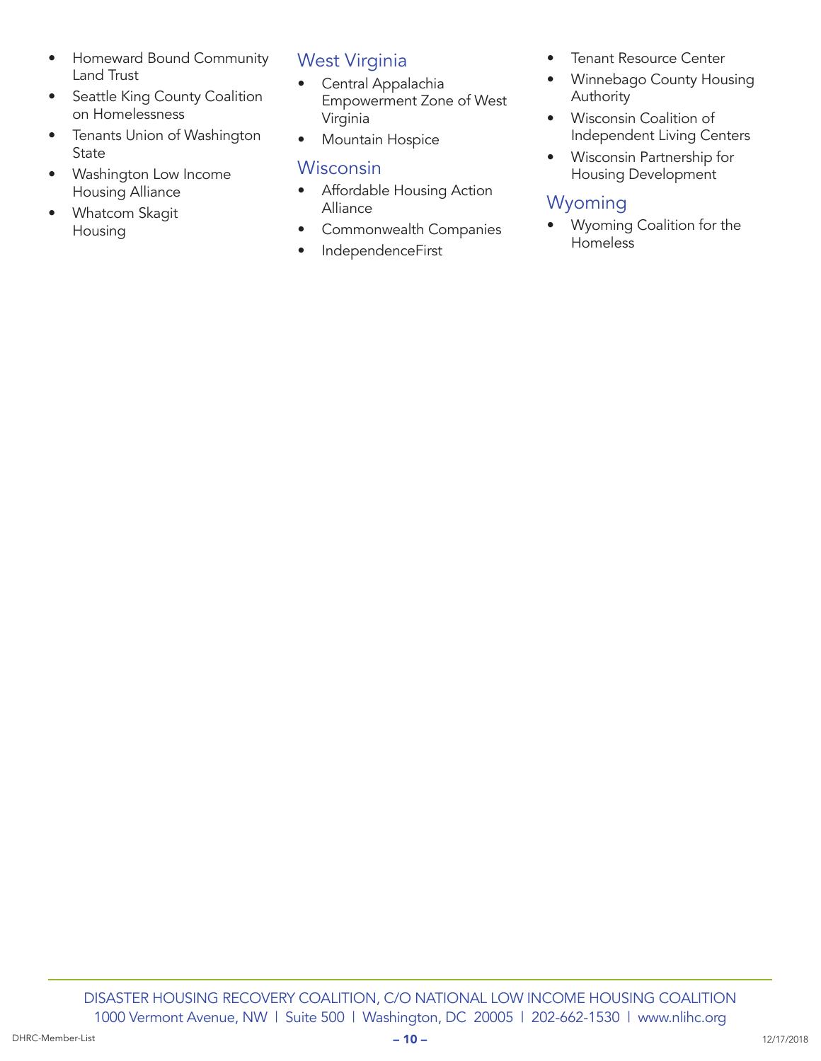- Homeward Bound Community Land Trust
- Seattle King County Coalition on Homelessness
- Tenants Union of Washington State
- Washington Low Income Housing Alliance
- Whatcom Skagit Housing

## West Virginia

- Central Appalachia Empowerment Zone of West Virginia
- Mountain Hospice

## Wisconsin

- Affordable Housing Action Alliance
- Commonwealth Companies
- IndependenceFirst
- Tenant Resource Center
- Winnebago County Housing Authority
- Wisconsin Coalition of Independent Living Centers
- Wisconsin Partnership for Housing Development

## Wyoming

- Wyoming Coalition for the Homeless